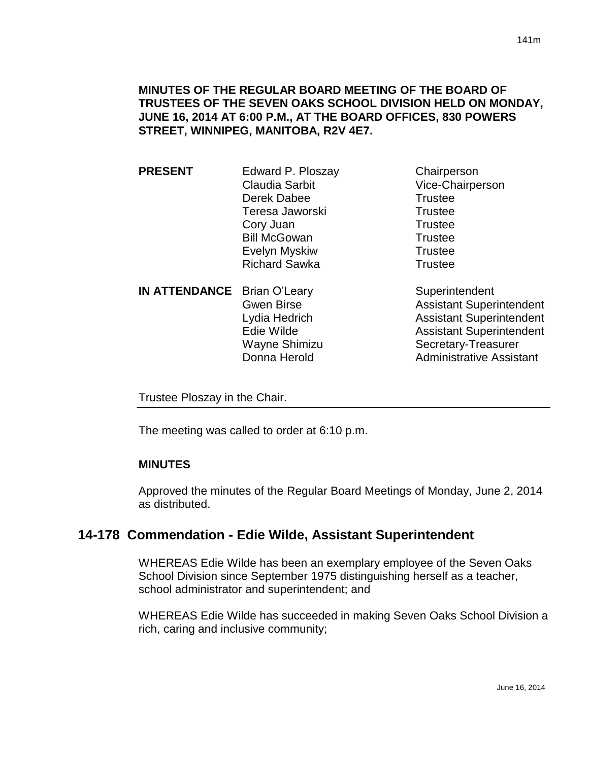**MINUTES OF THE REGULAR BOARD MEETING OF THE BOARD OF TRUSTEES OF THE SEVEN OAKS SCHOOL DIVISION HELD ON MONDAY, JUNE 16, 2014 AT 6:00 P.M., AT THE BOARD OFFICES, 830 POWERS STREET, WINNIPEG, MANITOBA, R2V 4E7.**

| | | |
|---|---|---|
| **PRESENT** | Edward P. Ploszay | Chairperson |
| | Claudia Sarbit | Vice-Chairperson |
| | Derek Dabee | Trustee |
| | Teresa Jaworski | Trustee |
| | Cory Juan | Trustee |
| | Bill McGowan | Trustee |
| | Evelyn Myskiw | Trustee |
| | Richard Sawka | Trustee |
| **IN ATTENDANCE** | Brian O'Leary | Superintendent |
| | Gwen Birse | Assistant Superintendent |
| | Lydia Hedrich | Assistant Superintendent |
| | Edie Wilde | Assistant Superintendent |
| | Wayne Shimizu | Secretary-Treasurer |
| | Donna Herold | Administrative Assistant |

Trustee Ploszay in the Chair.

---

The meeting was called to order at 6:10 p.m.

**MINUTES**

Approved the minutes of the Regular Board Meetings of Monday, June 2, 2014 as distributed.

## 14-178 Commendation - Edie Wilde, Assistant Superintendent

WHEREAS Edie Wilde has been an exemplary employee of the Seven Oaks School Division since September 1975 distinguishing herself as a teacher, school administrator and superintendent; and

WHEREAS Edie Wilde has succeeded in making Seven Oaks School Division a rich, caring and inclusive community;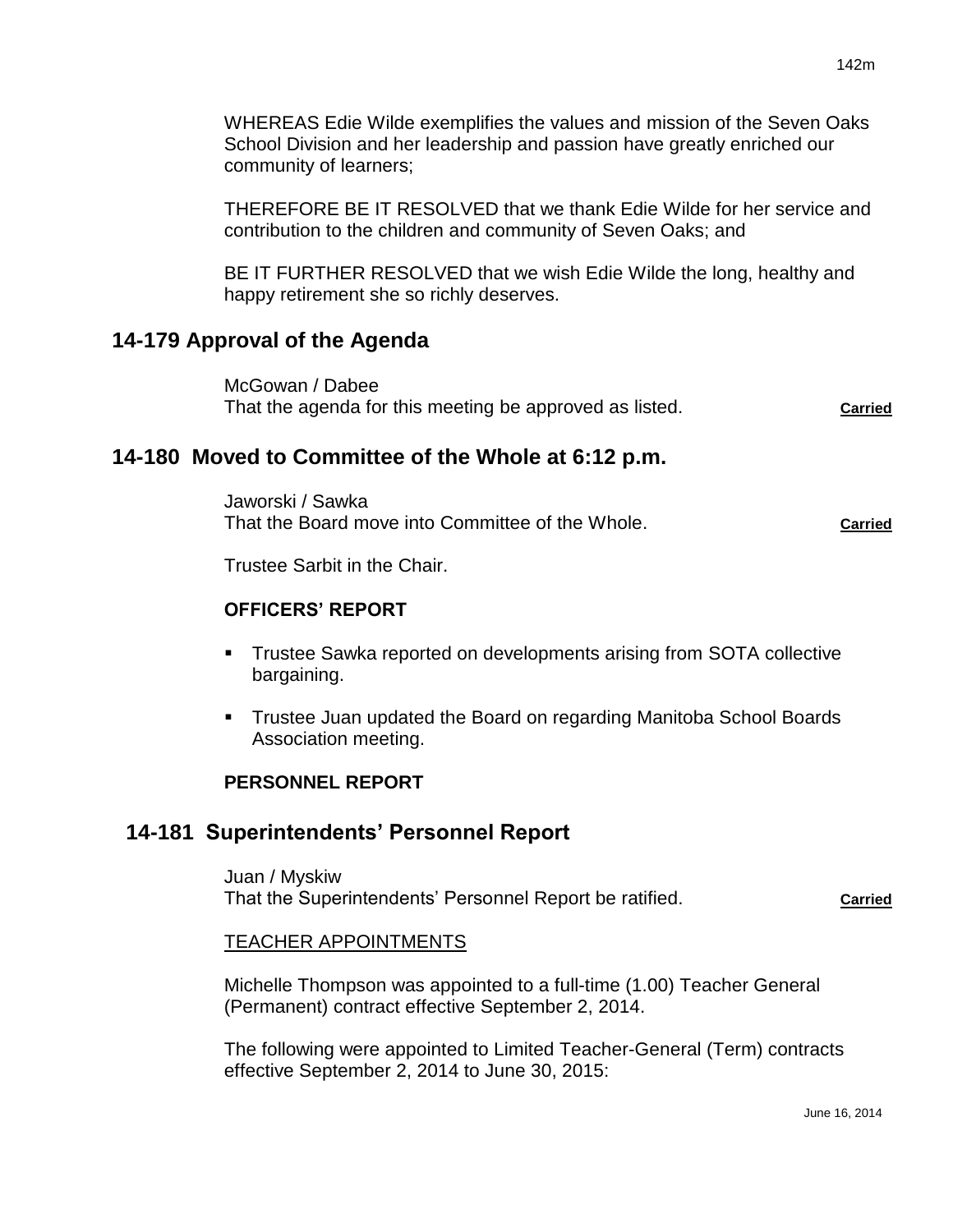WHEREAS Edie Wilde exemplifies the values and mission of the Seven Oaks School Division and her leadership and passion have greatly enriched our community of learners;

THEREFORE BE IT RESOLVED that we thank Edie Wilde for her service and contribution to the children and community of Seven Oaks; and

BE IT FURTHER RESOLVED that we wish Edie Wilde the long, healthy and happy retirement she so richly deserves.

## 14-179 Approval of the Agenda

McGowan / Dabee
That the agenda for this meeting be approved as listed. **Carried**

## 14-180 Moved to Committee of the Whole at 6:12 p.m.

Jaworski / Sawka
That the Board move into Committee of the Whole. **Carried**

Trustee Sarbit in the Chair.

**OFFICERS' REPORT**

- Trustee Sawka reported on developments arising from SOTA collective bargaining.
- Trustee Juan updated the Board on regarding Manitoba School Boards Association meeting.

**PERSONNEL REPORT**

## 14-181 Superintendents' Personnel Report

Juan / Myskiw
That the Superintendents' Personnel Report be ratified. **Carried**

TEACHER APPOINTMENTS

Michelle Thompson was appointed to a full-time (1.00) Teacher General (Permanent) contract effective September 2, 2014.

The following were appointed to Limited Teacher-General (Term) contracts effective September 2, 2014 to June 30, 2015: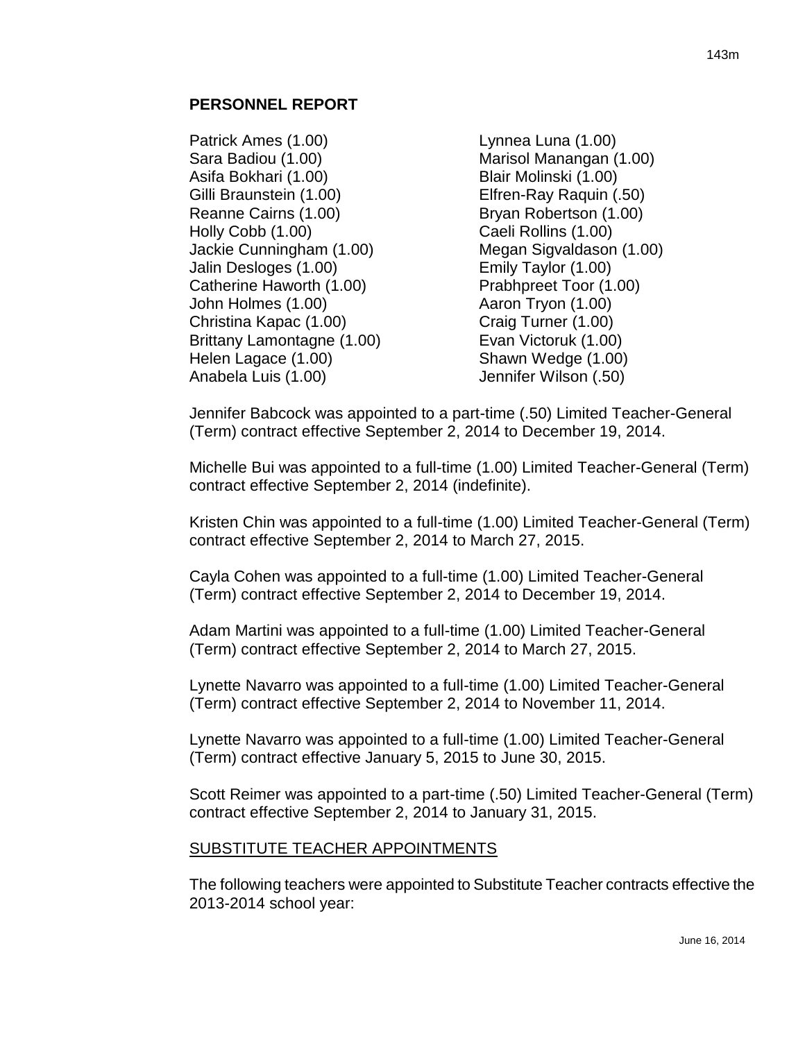## PERSONNEL REPORT

Patrick Ames (1.00)
Sara Badiou (1.00)
Asifa Bokhari (1.00)
Gilli Braunstein (1.00)
Reanne Cairns (1.00)
Holly Cobb (1.00)
Jackie Cunningham (1.00)
Jalin Desloges (1.00)
Catherine Haworth (1.00)
John Holmes (1.00)
Christina Kapac (1.00)
Brittany Lamontagne (1.00)
Helen Lagace (1.00)
Anabela Luis (1.00)
Lynnea Luna (1.00)
Marisol Manangan (1.00)
Blair Molinski (1.00)
Elfren-Ray Raquin (.50)
Bryan Robertson (1.00)
Caeli Rollins (1.00)
Megan Sigvaldason (1.00)
Emily Taylor (1.00)
Prabhpreet Toor (1.00)
Aaron Tryon (1.00)
Craig Turner (1.00)
Evan Victoruk (1.00)
Shawn Wedge (1.00)
Jennifer Wilson (.50)

Jennifer Babcock was appointed to a part-time (.50) Limited Teacher-General (Term) contract effective September 2, 2014 to December 19, 2014.

Michelle Bui was appointed to a full-time (1.00) Limited Teacher-General (Term) contract effective September 2, 2014 (indefinite).

Kristen Chin was appointed to a full-time (1.00) Limited Teacher-General (Term) contract effective September 2, 2014 to March 27, 2015.

Cayla Cohen was appointed to a full-time (1.00) Limited Teacher-General (Term) contract effective September 2, 2014 to December 19, 2014.

Adam Martini was appointed to a full-time (1.00) Limited Teacher-General (Term) contract effective September 2, 2014 to March 27, 2015.

Lynette Navarro was appointed to a full-time (1.00) Limited Teacher-General (Term) contract effective September 2, 2014 to November 11, 2014.

Lynette Navarro was appointed to a full-time (1.00) Limited Teacher-General (Term) contract effective January 5, 2015 to June 30, 2015.

Scott Reimer was appointed to a part-time (.50) Limited Teacher-General (Term) contract effective September 2, 2014 to January 31, 2015.

SUBSTITUTE TEACHER APPOINTMENTS

The following teachers were appointed to Substitute Teacher contracts effective the 2013-2014 school year: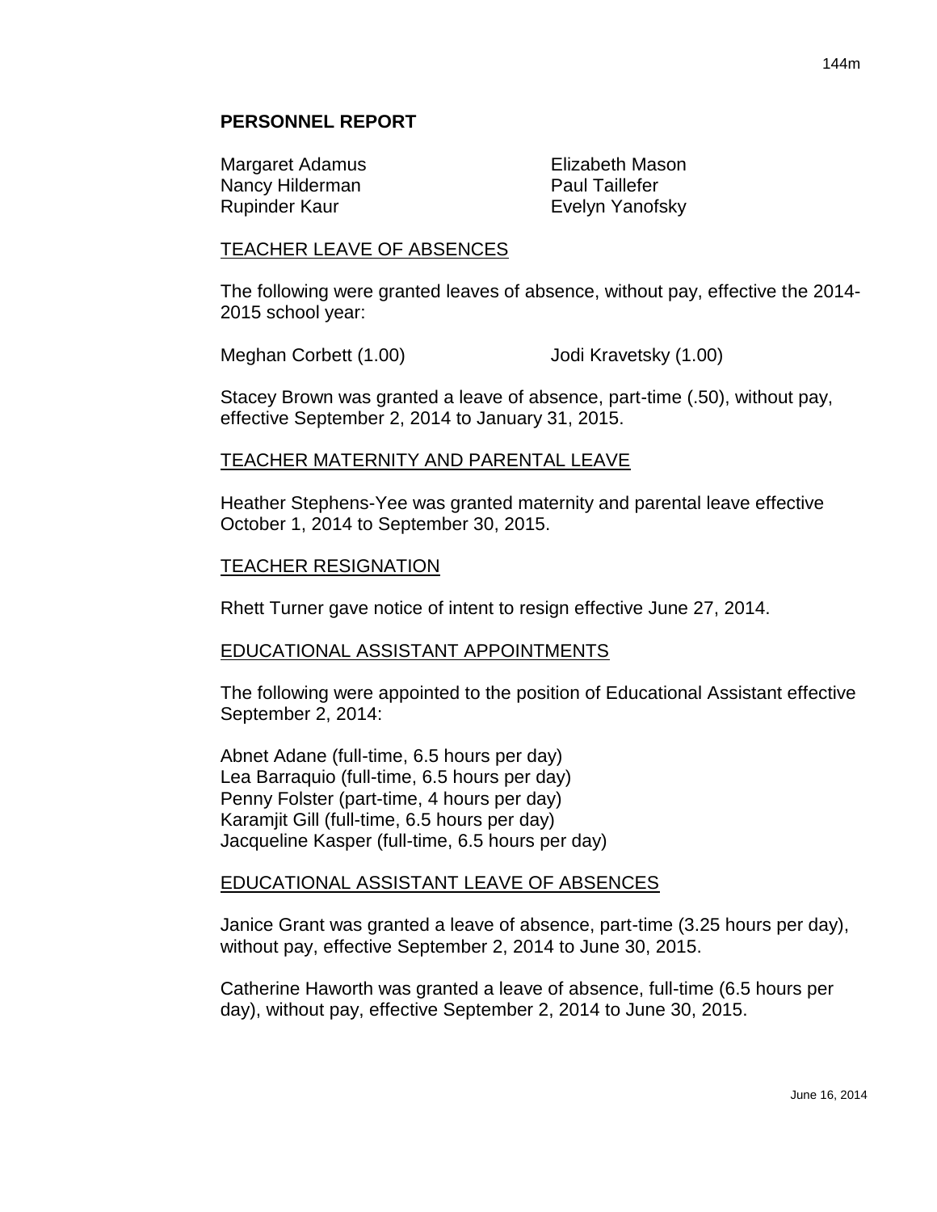## PERSONNEL REPORT

Margaret Adamus
Nancy Hilderman
Rupinder Kaur
Elizabeth Mason
Paul Taillefer
Evelyn Yanofsky

### TEACHER LEAVE OF ABSENCES

The following were granted leaves of absence, without pay, effective the 2014-2015 school year:

Meghan Corbett (1.00)
Jodi Kravetsky (1.00)

Stacey Brown was granted a leave of absence, part-time (.50), without pay, effective September 2, 2014 to January 31, 2015.

### TEACHER MATERNITY AND PARENTAL LEAVE

Heather Stephens-Yee was granted maternity and parental leave effective October 1, 2014 to September 30, 2015.

### TEACHER RESIGNATION

Rhett Turner gave notice of intent to resign effective June 27, 2014.

### EDUCATIONAL ASSISTANT APPOINTMENTS

The following were appointed to the position of Educational Assistant effective September 2, 2014:

Abnet Adane (full-time, 6.5 hours per day)
Lea Barraquio (full-time, 6.5 hours per day)
Penny Folster (part-time, 4 hours per day)
Karamjit Gill (full-time, 6.5 hours per day)
Jacqueline Kasper (full-time, 6.5 hours per day)

### EDUCATIONAL ASSISTANT LEAVE OF ABSENCES

Janice Grant was granted a leave of absence, part-time (3.25 hours per day), without pay, effective September 2, 2014 to June 30, 2015.

Catherine Haworth was granted a leave of absence, full-time (6.5 hours per day), without pay, effective September 2, 2014 to June 30, 2015.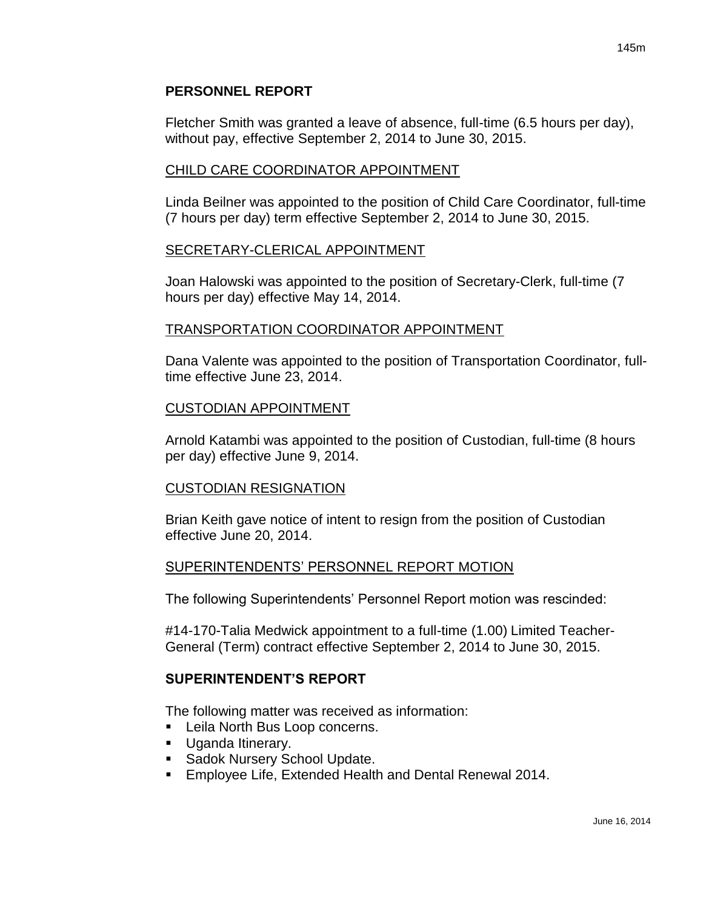## PERSONNEL REPORT

Fletcher Smith was granted a leave of absence, full-time (6.5 hours per day), without pay, effective September 2, 2014 to June 30, 2015.

### CHILD CARE COORDINATOR APPOINTMENT

Linda Beilner was appointed to the position of Child Care Coordinator, full-time (7 hours per day) term effective September 2, 2014 to June 30, 2015.

### SECRETARY-CLERICAL APPOINTMENT

Joan Halowski was appointed to the position of Secretary-Clerk, full-time (7 hours per day) effective May 14, 2014.

### TRANSPORTATION COORDINATOR APPOINTMENT

Dana Valente was appointed to the position of Transportation Coordinator, full-time effective June 23, 2014.

### CUSTODIAN APPOINTMENT

Arnold Katambi was appointed to the position of Custodian, full-time (8 hours per day) effective June 9, 2014.

### CUSTODIAN RESIGNATION

Brian Keith gave notice of intent to resign from the position of Custodian effective June 20, 2014.

### SUPERINTENDENTS' PERSONNEL REPORT MOTION

The following Superintendents' Personnel Report motion was rescinded:

#14-170-Talia Medwick appointment to a full-time (1.00) Limited Teacher-General (Term) contract effective September 2, 2014 to June 30, 2015.

## SUPERINTENDENT'S REPORT

The following matter was received as information:

- Leila North Bus Loop concerns.
- Uganda Itinerary.
- Sadok Nursery School Update.
- Employee Life, Extended Health and Dental Renewal 2014.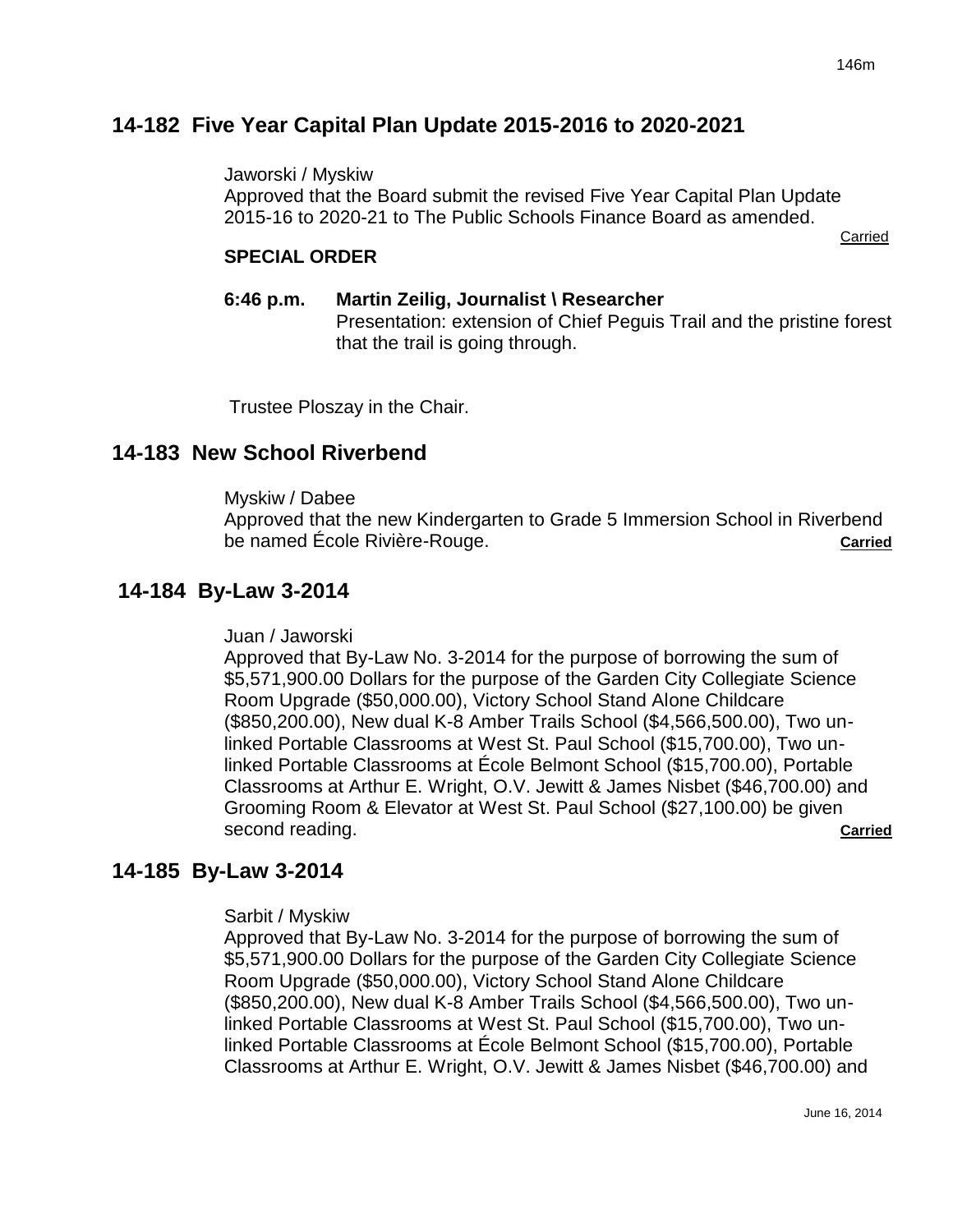## 14-182 Five Year Capital Plan Update 2015-2016 to 2020-2021

Jaworski / Myskiw
Approved that the Board submit the revised Five Year Capital Plan Update 2015-16 to 2020-21 to The Public Schools Finance Board as amended.

Carried

**SPECIAL ORDER**

**6:46 p.m. Martin Zeilig, Journalist \ Researcher**
Presentation: extension of Chief Peguis Trail and the pristine forest that the trail is going through.

Trustee Ploszay in the Chair.

## 14-183 New School Riverbend

Myskiw / Dabee
Approved that the new Kindergarten to Grade 5 Immersion School in Riverbend be named École Rivière-Rouge. **Carried**

## 14-184 By-Law 3-2014

Juan / Jaworski
Approved that By-Law No. 3-2014 for the purpose of borrowing the sum of $5,571,900.00 Dollars for the purpose of the Garden City Collegiate Science Room Upgrade ($50,000.00), Victory School Stand Alone Childcare ($850,200.00), New dual K-8 Amber Trails School ($4,566,500.00), Two un-linked Portable Classrooms at West St. Paul School ($15,700.00), Two un-linked Portable Classrooms at École Belmont School ($15,700.00), Portable Classrooms at Arthur E. Wright, O.V. Jewitt & James Nisbet ($46,700.00) and Grooming Room & Elevator at West St. Paul School ($27,100.00) be given second reading. **Carried**

## 14-185 By-Law 3-2014

Sarbit / Myskiw
Approved that By-Law No. 3-2014 for the purpose of borrowing the sum of $5,571,900.00 Dollars for the purpose of the Garden City Collegiate Science Room Upgrade ($50,000.00), Victory School Stand Alone Childcare ($850,200.00), New dual K-8 Amber Trails School ($4,566,500.00), Two un-linked Portable Classrooms at West St. Paul School ($15,700.00), Two un-linked Portable Classrooms at École Belmont School ($15,700.00), Portable Classrooms at Arthur E. Wright, O.V. Jewitt & James Nisbet ($46,700.00) and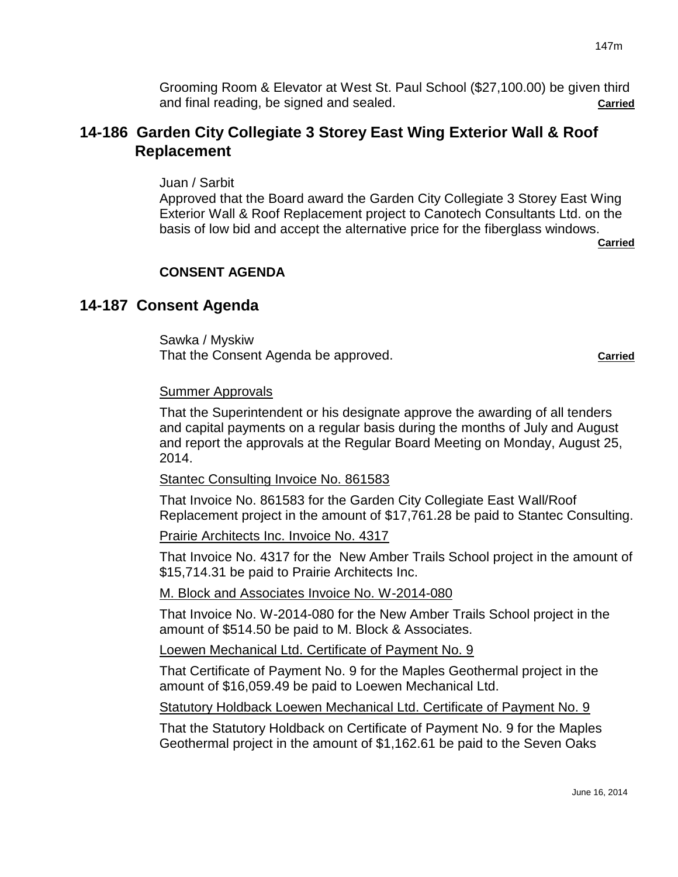Grooming Room & Elevator at West St. Paul School ($27,100.00) be given third and final reading, be signed and sealed. **Carried**

## 14-186 Garden City Collegiate 3 Storey East Wing Exterior Wall & Roof Replacement

Juan / Sarbit
Approved that the Board award the Garden City Collegiate 3 Storey East Wing Exterior Wall & Roof Replacement project to Canotech Consultants Ltd. on the basis of low bid and accept the alternative price for the fiberglass windows.
**Carried**

**CONSENT AGENDA**

## 14-187 Consent Agenda

Sawka / Myskiw
That the Consent Agenda be approved. **Carried**

Summer Approvals

That the Superintendent or his designate approve the awarding of all tenders and capital payments on a regular basis during the months of July and August and report the approvals at the Regular Board Meeting on Monday, August 25, 2014.

Stantec Consulting Invoice No. 861583

That Invoice No. 861583 for the Garden City Collegiate East Wall/Roof Replacement project in the amount of $17,761.28 be paid to Stantec Consulting.

Prairie Architects Inc. Invoice No. 4317

That Invoice No. 4317 for the New Amber Trails School project in the amount of $15,714.31 be paid to Prairie Architects Inc.

M. Block and Associates Invoice No. W-2014-080

That Invoice No. W-2014-080 for the New Amber Trails School project in the amount of $514.50 be paid to M. Block & Associates.

Loewen Mechanical Ltd. Certificate of Payment No. 9

That Certificate of Payment No. 9 for the Maples Geothermal project in the amount of $16,059.49 be paid to Loewen Mechanical Ltd.

Statutory Holdback Loewen Mechanical Ltd. Certificate of Payment No. 9

That the Statutory Holdback on Certificate of Payment No. 9 for the Maples Geothermal project in the amount of $1,162.61 be paid to the Seven Oaks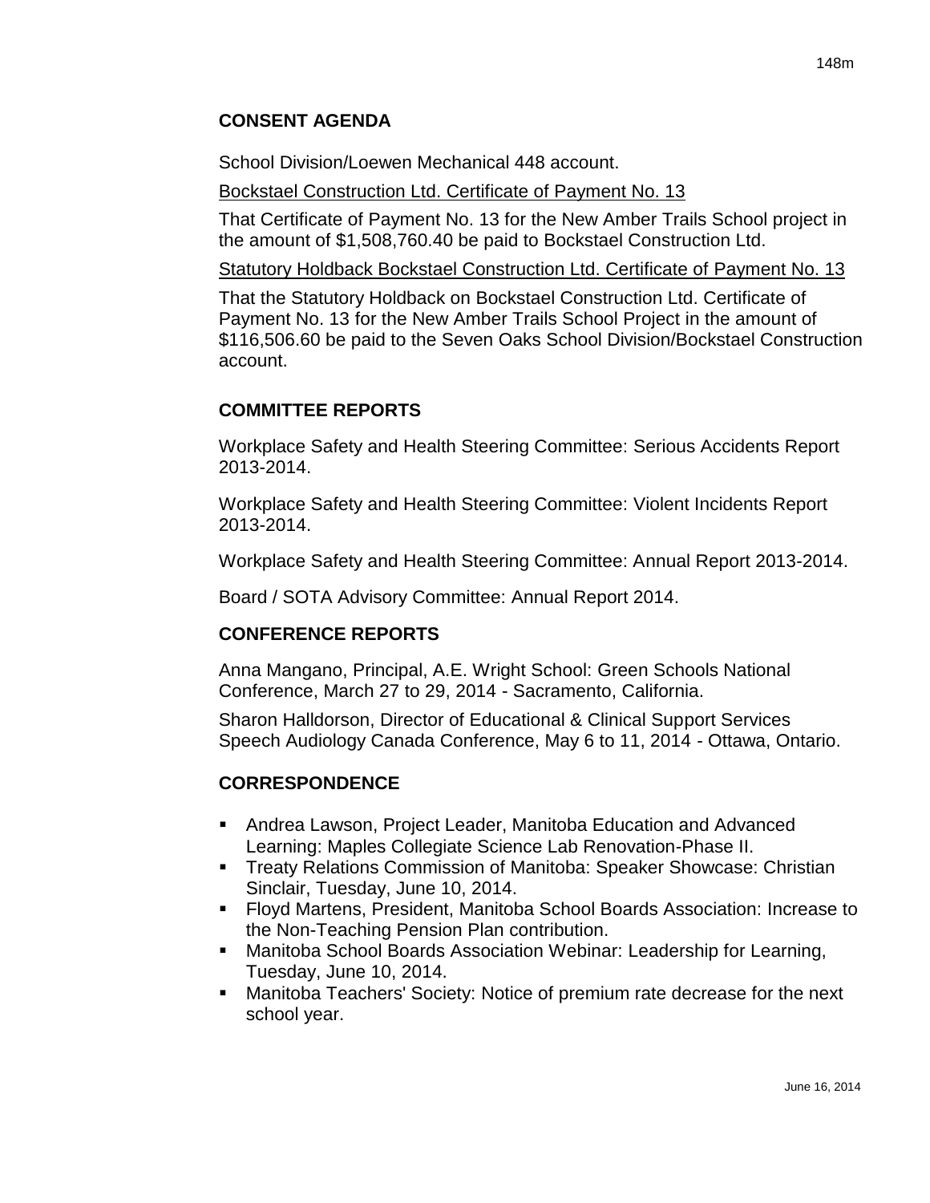## CONSENT AGENDA

School Division/Loewen Mechanical 448 account.

Bockstael Construction Ltd. Certificate of Payment No. 13

That Certificate of Payment No. 13 for the New Amber Trails School project in the amount of $1,508,760.40 be paid to Bockstael Construction Ltd.

Statutory Holdback Bockstael Construction Ltd. Certificate of Payment No. 13

That the Statutory Holdback on Bockstael Construction Ltd. Certificate of Payment No. 13 for the New Amber Trails School Project in the amount of $116,506.60 be paid to the Seven Oaks School Division/Bockstael Construction account.

## COMMITTEE REPORTS

Workplace Safety and Health Steering Committee: Serious Accidents Report 2013-2014.

Workplace Safety and Health Steering Committee: Violent Incidents Report 2013-2014.

Workplace Safety and Health Steering Committee: Annual Report 2013-2014.

Board / SOTA Advisory Committee: Annual Report 2014.

## CONFERENCE REPORTS

Anna Mangano, Principal, A.E. Wright School: Green Schools National Conference, March 27 to 29, 2014 - Sacramento, California.

Sharon Halldorson, Director of Educational & Clinical Support Services Speech Audiology Canada Conference, May 6 to 11, 2014 - Ottawa, Ontario.

## CORRESPONDENCE

- Andrea Lawson, Project Leader, Manitoba Education and Advanced Learning: Maples Collegiate Science Lab Renovation-Phase II.
- Treaty Relations Commission of Manitoba: Speaker Showcase: Christian Sinclair, Tuesday, June 10, 2014.
- Floyd Martens, President, Manitoba School Boards Association: Increase to the Non-Teaching Pension Plan contribution.
- Manitoba School Boards Association Webinar: Leadership for Learning, Tuesday, June 10, 2014.
- Manitoba Teachers' Society: Notice of premium rate decrease for the next school year.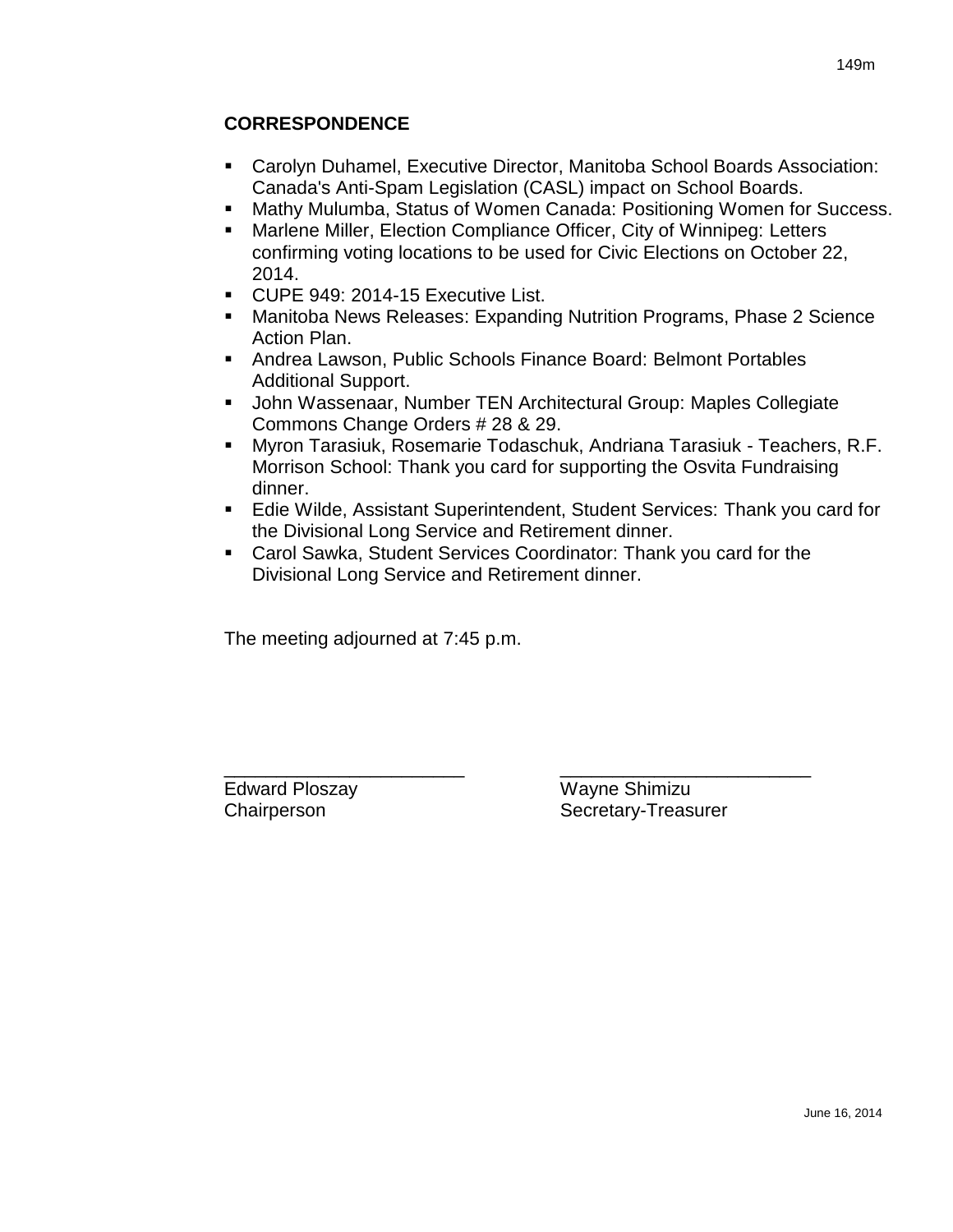**CORRESPONDENCE**

- Carolyn Duhamel, Executive Director, Manitoba School Boards Association: Canada's Anti-Spam Legislation (CASL) impact on School Boards.
- Mathy Mulumba, Status of Women Canada: Positioning Women for Success.
- Marlene Miller, Election Compliance Officer, City of Winnipeg: Letters confirming voting locations to be used for Civic Elections on October 22, 2014.
- CUPE 949: 2014-15 Executive List.
- Manitoba News Releases: Expanding Nutrition Programs, Phase 2 Science Action Plan.
- Andrea Lawson, Public Schools Finance Board: Belmont Portables Additional Support.
- John Wassenaar, Number TEN Architectural Group: Maples Collegiate Commons Change Orders # 28 & 29.
- Myron Tarasiuk, Rosemarie Todaschuk, Andriana Tarasiuk - Teachers, R.F. Morrison School: Thank you card for supporting the Osvita Fundraising dinner.
- Edie Wilde, Assistant Superintendent, Student Services: Thank you card for the Divisional Long Service and Retirement dinner.
- Carol Sawka, Student Services Coordinator: Thank you card for the Divisional Long Service and Retirement dinner.

The meeting adjourned at 7:45 p.m.

| | |
|---|---|
| _______________________ | _______________________ |
| Edward Ploszay | Wayne Shimizu |
| Chairperson | Secretary-Treasurer |